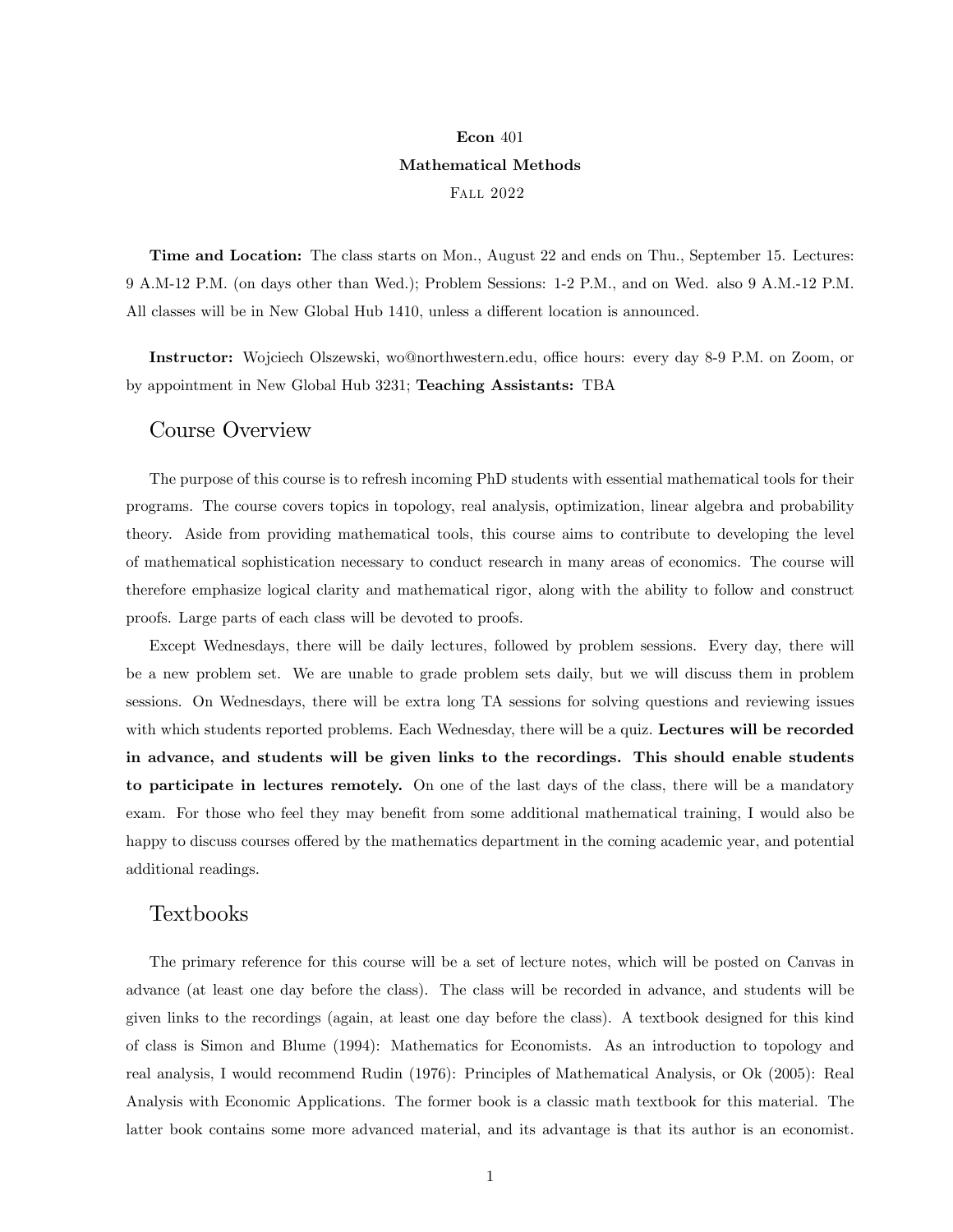**Econ** 401

**Mathematical Methods**

Fall 2022

**Time and Location:** The class starts on Mon., August 22 and ends on Thu., September 15. Lectures: 9 A.M-12 P.M. (on days other than Wed.); Problem Sessions: 1-2 P.M., and on Wed. also 9 A.M.-12 P.M. All classes will be in New Global Hub 1410, unless a different location is announced.

**Instructor:** Wojciech Olszewski, wo@northwestern.edu, office hours: every day 8-9 P.M. on Zoom, or by appointment in New Global Hub 3231; **Teaching Assistants:** TBA

## Course Overview

The purpose of this course is to refresh incoming PhD students with essential mathematical tools for their programs. The course covers topics in topology, real analysis, optimization, linear algebra and probability theory. Aside from providing mathematical tools, this course aims to contribute to developing the level of mathematical sophistication necessary to conduct research in many areas of economics. The course will therefore emphasize logical clarity and mathematical rigor, along with the ability to follow and construct proofs. Large parts of each class will be devoted to proofs.

Except Wednesdays, there will be daily lectures, followed by problem sessions. Every day, there will be a new problem set. We are unable to grade problem sets daily, but we will discuss them in problem sessions. On Wednesdays, there will be extra long TA sessions for solving questions and reviewing issues with which students reported problems. Each Wednesday, there will be a quiz. **Lectures will be recorded in advance, and students will be given links to the recordings. This should enable students to participate in lectures remotely.** On one of the last days of the class, there will be a mandatory exam. For those who feel they may benefit from some additional mathematical training, I would also be happy to discuss courses offered by the mathematics department in the coming academic year, and potential additional readings.

## Textbooks

The primary reference for this course will be a set of lecture notes, which will be posted on Canvas in advance (at least one day before the class). The class will be recorded in advance, and students will be given links to the recordings (again, at least one day before the class). A textbook designed for this kind of class is Simon and Blume (1994): Mathematics for Economists. As an introduction to topology and real analysis, I would recommend Rudin (1976): Principles of Mathematical Analysis, or Ok (2005): Real Analysis with Economic Applications. The former book is a classic math textbook for this material. The latter book contains some more advanced material, and its advantage is that its author is an economist.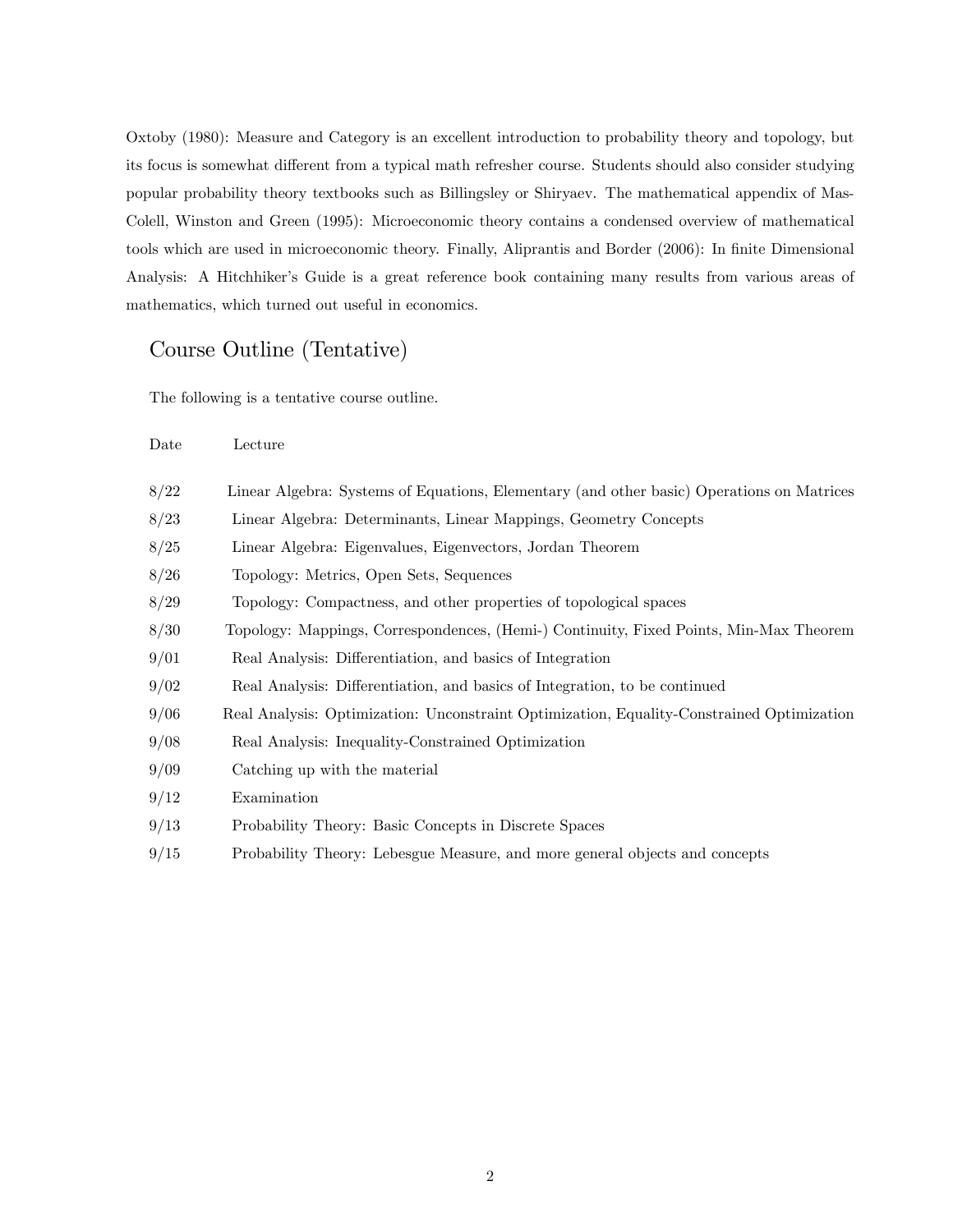Oxtoby (1980): Measure and Category is an excellent introduction to probability theory and topology, but its focus is somewhat different from a typical math refresher course. Students should also consider studying popular probability theory textbooks such as Billingsley or Shiryaev. The mathematical appendix of Mas-Colell, Winston and Green (1995): Microeconomic theory contains a condensed overview of mathematical tools which are used in microeconomic theory. Finally, Aliprantis and Border (2006): Infinite Dimensional Analysis: A Hitchhiker's Guide is a great reference book containing many results from various areas of mathematics, which turned out useful in economics.

## Course Outline (Tentative)

The following is a tentative course outline.

| Date | Lecture |
|---|---|
| 8/22 | Linear Algebra: Systems of Equations, Elementary (and other basic) Operations on Matrices |
| 8/23 | Linear Algebra: Determinants, Linear Mappings, Geometry Concepts |
| 8/25 | Linear Algebra: Eigenvalues, Eigenvectors, Jordan Theorem |
| 8/26 | Topology: Metrics, Open Sets, Sequences |
| 8/29 | Topology: Compactness, and other properties of topological spaces |
| 8/30 | Topology: Mappings, Correspondences, (Hemi-) Continuity, Fixed Points, Min-Max Theorem |
| 9/01 | Real Analysis: Differentiation, and basics of Integration |
| 9/02 | Real Analysis: Differentiation, and basics of Integration, to be continued |
| 9/06 | Real Analysis: Optimization: Unconstraint Optimization, Equality-Constrained Optimization |
| 9/08 | Real Analysis: Inequality-Constrained Optimization |
| 9/09 | Catching up with the material |
| 9/12 | Examination |
| 9/13 | Probability Theory: Basic Concepts in Discrete Spaces |
| 9/15 | Probability Theory: Lebesgue Measure, and more general objects and concepts |